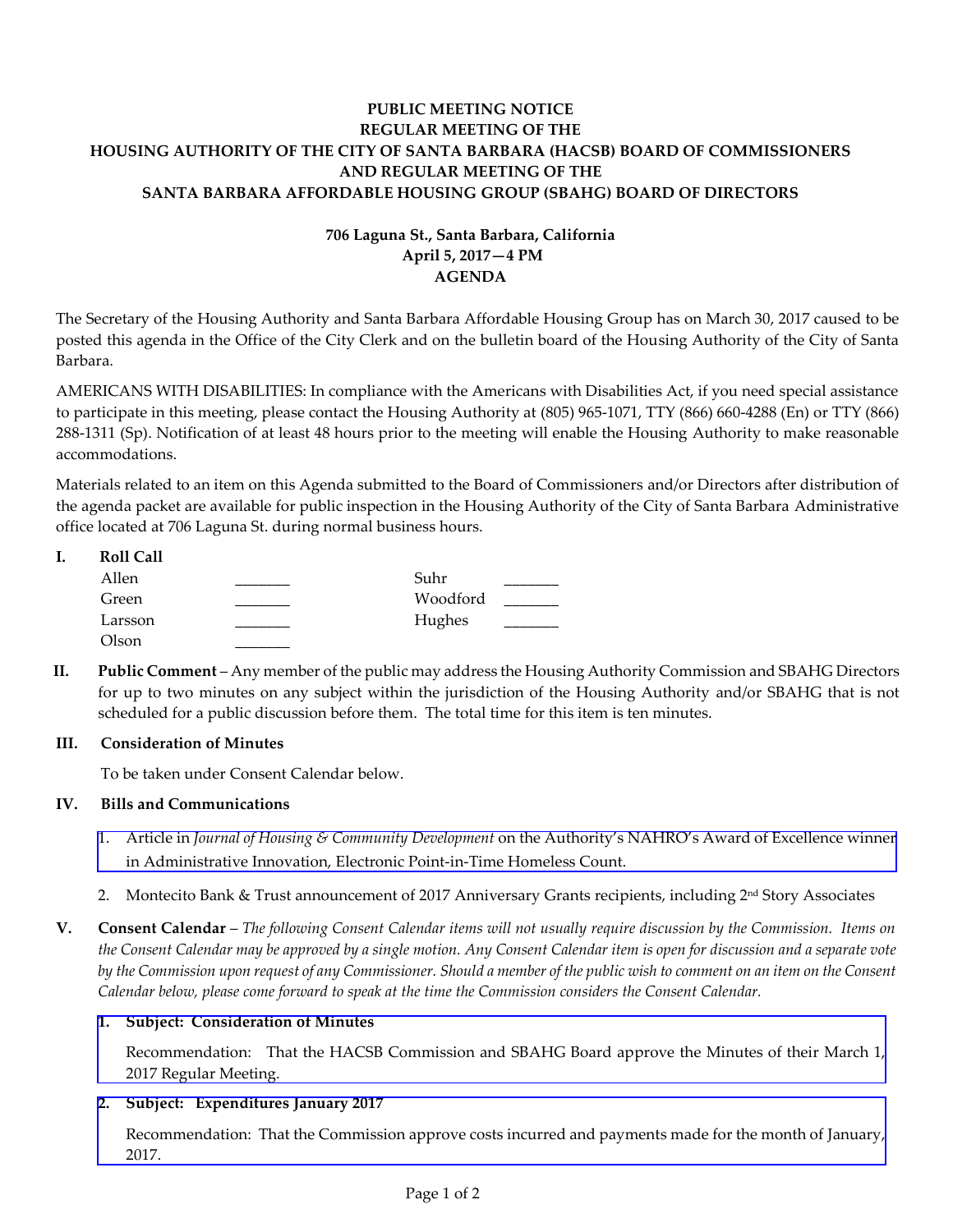**PUBLIC MEETING NOTICE**
**REGULAR MEETING OF THE**
**HOUSING AUTHORITY OF THE CITY OF SANTA BARBARA (HACSB) BOARD OF COMMISSIONERS**
**AND REGULAR MEETING OF THE**
**SANTA BARBARA AFFORDABLE HOUSING GROUP (SBAHG) BOARD OF DIRECTORS**

**706 Laguna St., Santa Barbara, California**
**April 5, 2017—4 PM**
**AGENDA**

The Secretary of the Housing Authority and Santa Barbara Affordable Housing Group has on March 30, 2017 caused to be posted this agenda in the Office of the City Clerk and on the bulletin board of the Housing Authority of the City of Santa Barbara.

AMERICANS WITH DISABILITIES: In compliance with the Americans with Disabilities Act, if you need special assistance to participate in this meeting, please contact the Housing Authority at (805) 965-1071, TTY (866) 660-4288 (En) or TTY (866) 288-1311 (Sp). Notification of at least 48 hours prior to the meeting will enable the Housing Authority to make reasonable accommodations.

Materials related to an item on this Agenda submitted to the Board of Commissioners and/or Directors after distribution of the agenda packet are available for public inspection in the Housing Authority of the City of Santa Barbara Administrative office located at 706 Laguna St. during normal business hours.

**I. Roll Call**

| | | | |
|---|---|---|---|
| Allen | _______ | Suhr | _______ |
| Green | _______ | Woodford | _______ |
| Larsson | _______ | Hughes | _______ |
| Olson | _______ | | |

**II. Public Comment** – Any member of the public may address the Housing Authority Commission and SBAHG Directors for up to two minutes on any subject within the jurisdiction of the Housing Authority and/or SBAHG that is not scheduled for a public discussion before them. The total time for this item is ten minutes.

**III. Consideration of Minutes**

To be taken under Consent Calendar below.

**IV. Bills and Communications**

1. Article in *Journal of Housing & Community Development* on the Authority's NAHRO's Award of Excellence winner in Administrative Innovation, Electronic Point-in-Time Homeless Count.
2. Montecito Bank & Trust announcement of 2017 Anniversary Grants recipients, including 2nd Story Associates

**V. Consent Calendar** – *The following Consent Calendar items will not usually require discussion by the Commission. Items on the Consent Calendar may be approved by a single motion. Any Consent Calendar item is open for discussion and a separate vote by the Commission upon request of any Commissioner. Should a member of the public wish to comment on an item on the Consent Calendar below, please come forward to speak at the time the Commission considers the Consent Calendar.*

1. **Subject: Consideration of Minutes**

   Recommendation: That the HACSB Commission and SBAHG Board approve the Minutes of their March 1, 2017 Regular Meeting.

2. **Subject: Expenditures January 2017**

   Recommendation: That the Commission approve costs incurred and payments made for the month of January, 2017.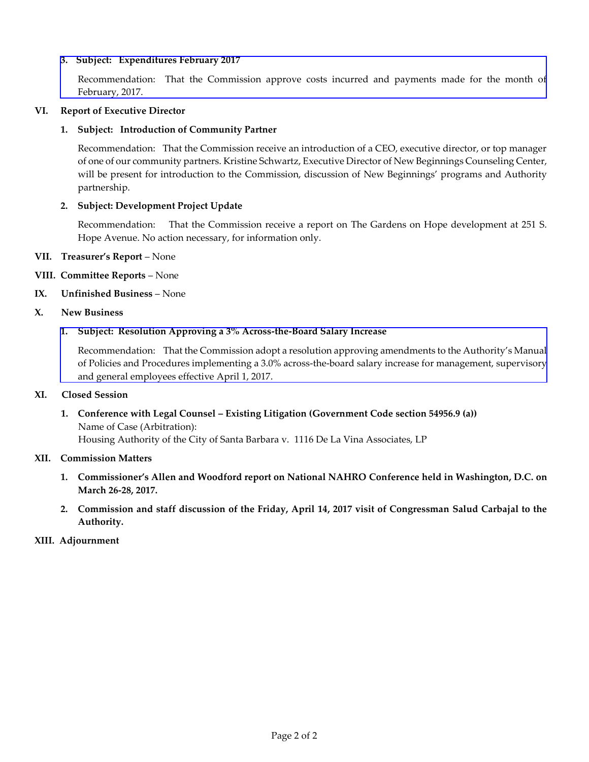**3. Subject: Expenditures February 2017**

Recommendation: That the Commission approve costs incurred and payments made for the month of February, 2017.

**VI. Report of Executive Director**

**1. Subject: Introduction of Community Partner**

Recommendation: That the Commission receive an introduction of a CEO, executive director, or top manager of one of our community partners. Kristine Schwartz, Executive Director of New Beginnings Counseling Center, will be present for introduction to the Commission, discussion of New Beginnings' programs and Authority partnership.

**2. Subject: Development Project Update**

Recommendation: That the Commission receive a report on The Gardens on Hope development at 251 S. Hope Avenue. No action necessary, for information only.

**VII. Treasurer's Report** – None

**VIII. Committee Reports** – None

**IX. Unfinished Business** – None

**X. New Business**

**1. Subject: Resolution Approving a 3% Across-the-Board Salary Increase**

Recommendation: That the Commission adopt a resolution approving amendments to the Authority's Manual of Policies and Procedures implementing a 3.0% across-the-board salary increase for management, supervisory and general employees effective April 1, 2017.

**XI. Closed Session**

**1. Conference with Legal Counsel – Existing Litigation (Government Code section 54956.9 (a))**
Name of Case (Arbitration):
Housing Authority of the City of Santa Barbara v. 1116 De La Vina Associates, LP

**XII. Commission Matters**

**1. Commissioner's Allen and Woodford report on National NAHRO Conference held in Washington, D.C. on March 26-28, 2017.**

**2. Commission and staff discussion of the Friday, April 14, 2017 visit of Congressman Salud Carbajal to the Authority.**

**XIII. Adjournment**